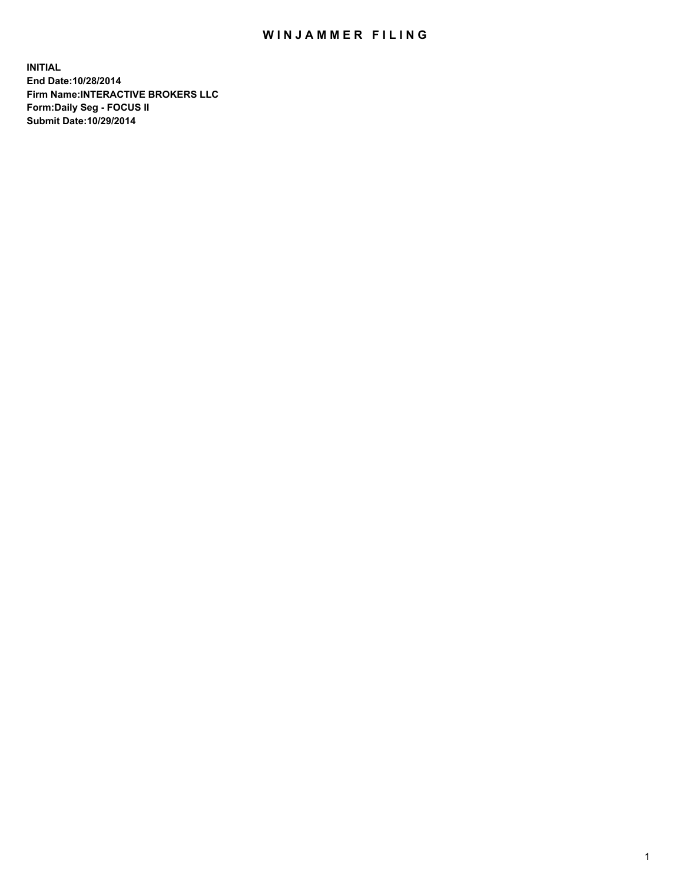# WINJAMMER FILING

**INITIAL**
**End Date:10/28/2014**
**Firm Name:INTERACTIVE BROKERS LLC**
**Form:Daily Seg - FOCUS II**
**Submit Date:10/29/2014**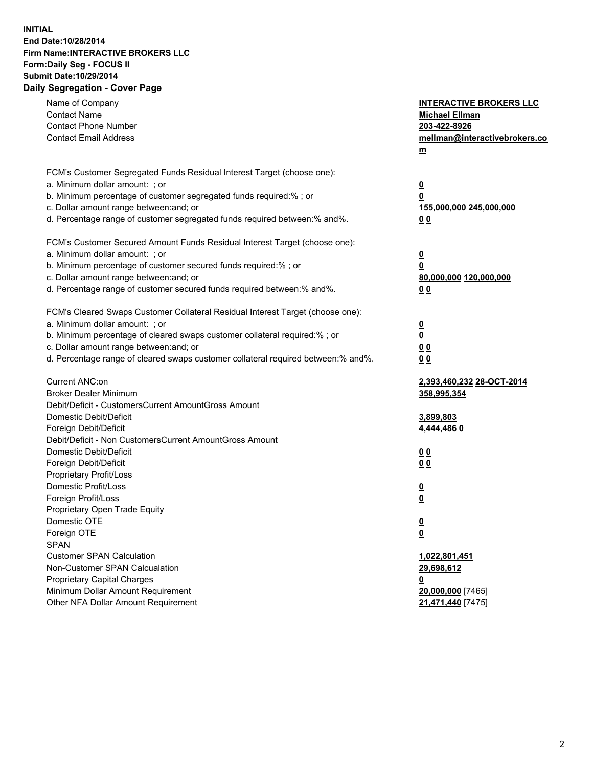**INITIAL**
**End Date:10/28/2014**
**Firm Name:INTERACTIVE BROKERS LLC**
**Form:Daily Seg - FOCUS II**
**Submit Date:10/29/2014**

## Daily Segregation - Cover Page

| | |
|---|---|
| Name of Company | **INTERACTIVE BROKERS LLC** |
| Contact Name | **Michael Ellman** |
| Contact Phone Number | **203-422-8926** |
| Contact Email Address | **mellman@interactivebrokers.com** |
| | |
| FCM's Customer Segregated Funds Residual Interest Target (choose one): | |
| a. Minimum dollar amount: ; or | **0** |
| b. Minimum percentage of customer segregated funds required:% ; or | **0** |
| c. Dollar amount range between:and; or | **155,000,000 245,000,000** |
| d. Percentage range of customer segregated funds required between:% and%. | **0 0** |
| | |
| FCM's Customer Secured Amount Funds Residual Interest Target (choose one): | |
| a. Minimum dollar amount: ; or | **0** |
| b. Minimum percentage of customer secured funds required:% ; or | **0** |
| c. Dollar amount range between:and; or | **80,000,000 120,000,000** |
| d. Percentage range of customer secured funds required between:% and%. | **0 0** |
| | |
| FCM's Cleared Swaps Customer Collateral Residual Interest Target (choose one): | |
| a. Minimum dollar amount: ; or | **0** |
| b. Minimum percentage of cleared swaps customer collateral required:% ; or | **0** |
| c. Dollar amount range between:and; or | **0 0** |
| d. Percentage range of cleared swaps customer collateral required between:% and%. | **0 0** |
| | |
| Current ANC:on | **2,393,460,232 28-OCT-2014** |
| Broker Dealer Minimum | **358,995,354** |
| Debit/Deficit - CustomersCurrent AmountGross Amount | |
| Domestic Debit/Deficit | **3,899,803** |
| Foreign Debit/Deficit | **4,444,486 0** |
| Debit/Deficit - Non CustomersCurrent AmountGross Amount | |
| Domestic Debit/Deficit | **0 0** |
| Foreign Debit/Deficit | **0 0** |
| Proprietary Profit/Loss | |
| Domestic Profit/Loss | **0** |
| Foreign Profit/Loss | **0** |
| Proprietary Open Trade Equity | |
| Domestic OTE | **0** |
| Foreign OTE | **0** |
| SPAN | |
| Customer SPAN Calculation | **1,022,801,451** |
| Non-Customer SPAN Calcualation | **29,698,612** |
| Proprietary Capital Charges | **0** |
| Minimum Dollar Amount Requirement | **20,000,000** [7465] |
| Other NFA Dollar Amount Requirement | **21,471,440** [7475] |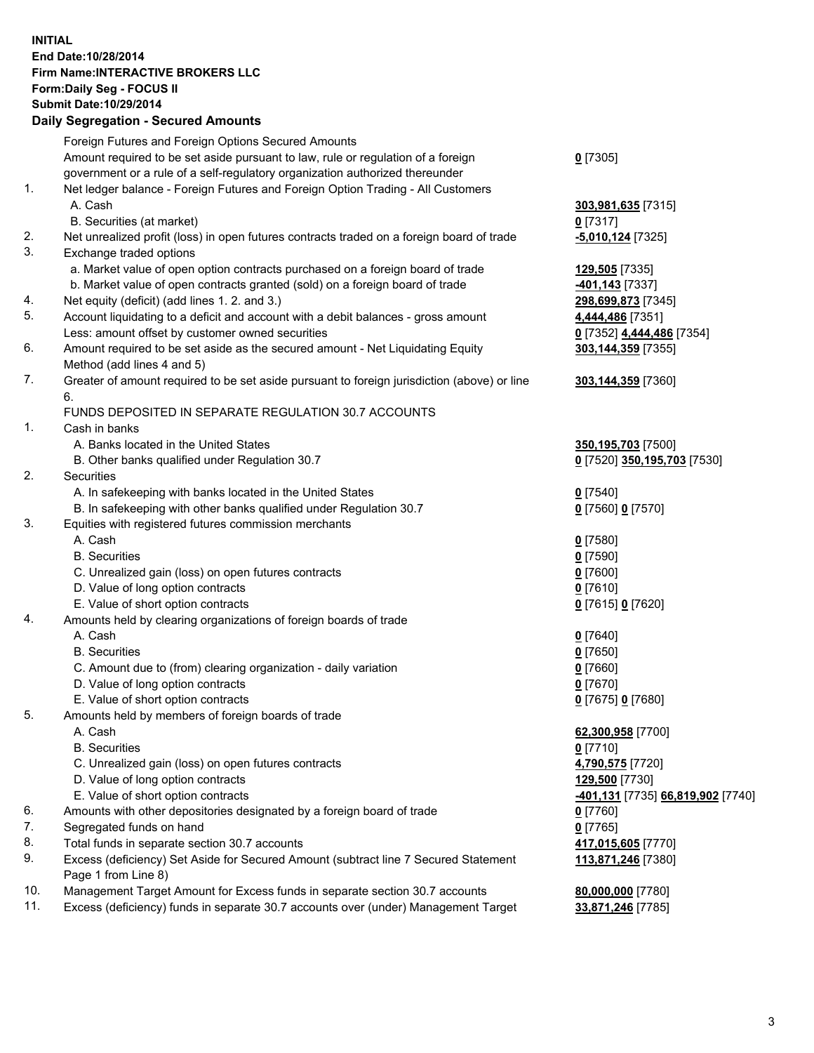**INITIAL**
**End Date:10/28/2014**
**Firm Name:INTERACTIVE BROKERS LLC**
**Form:Daily Seg - FOCUS II**
**Submit Date:10/29/2014**

## Daily Segregation - Secured Amounts

| | | |
|---|---|---|
| | Foreign Futures and Foreign Options Secured Amounts | |
| | Amount required to be set aside pursuant to law, rule or regulation of a foreign government or a rule of a self-regulatory organization authorized thereunder | **0** [7305] |
| 1. | Net ledger balance - Foreign Futures and Foreign Option Trading - All Customers | |
| | A. Cash | **303,981,635** [7315] |
| | B. Securities (at market) | **0** [7317] |
| 2. | Net unrealized profit (loss) in open futures contracts traded on a foreign board of trade | **-5,010,124** [7325] |
| 3. | Exchange traded options | |
| | a. Market value of open option contracts purchased on a foreign board of trade | **129,505** [7335] |
| | b. Market value of open contracts granted (sold) on a foreign board of trade | **-401,143** [7337] |
| 4. | Net equity (deficit) (add lines 1. 2. and 3.) | **298,699,873** [7345] |
| 5. | Account liquidating to a deficit and account with a debit balances - gross amount | **4,444,486** [7351] |
| | Less: amount offset by customer owned securities | **0** [7352] **4,444,486** [7354] |
| 6. | Amount required to be set aside as the secured amount - Net Liquidating Equity Method (add lines 4 and 5) | **303,144,359** [7355] |
| 7. | Greater of amount required to be set aside pursuant to foreign jurisdiction (above) or line 6. | **303,144,359** [7360] |
| | FUNDS DEPOSITED IN SEPARATE REGULATION 30.7 ACCOUNTS | |
| 1. | Cash in banks | |
| | A. Banks located in the United States | **350,195,703** [7500] |
| | B. Other banks qualified under Regulation 30.7 | **0** [7520] **350,195,703** [7530] |
| 2. | Securities | |
| | A. In safekeeping with banks located in the United States | **0** [7540] |
| | B. In safekeeping with other banks qualified under Regulation 30.7 | **0** [7560] **0** [7570] |
| 3. | Equities with registered futures commission merchants | |
| | A. Cash | **0** [7580] |
| | B. Securities | **0** [7590] |
| | C. Unrealized gain (loss) on open futures contracts | **0** [7600] |
| | D. Value of long option contracts | **0** [7610] |
| | E. Value of short option contracts | **0** [7615] **0** [7620] |
| 4. | Amounts held by clearing organizations of foreign boards of trade | |
| | A. Cash | **0** [7640] |
| | B. Securities | **0** [7650] |
| | C. Amount due to (from) clearing organization - daily variation | **0** [7660] |
| | D. Value of long option contracts | **0** [7670] |
| | E. Value of short option contracts | **0** [7675] **0** [7680] |
| 5. | Amounts held by members of foreign boards of trade | |
| | A. Cash | **62,300,958** [7700] |
| | B. Securities | **0** [7710] |
| | C. Unrealized gain (loss) on open futures contracts | **4,790,575** [7720] |
| | D. Value of long option contracts | **129,500** [7730] |
| | E. Value of short option contracts | **-401,131** [7735] **66,819,902** [7740] |
| 6. | Amounts with other depositories designated by a foreign board of trade | **0** [7760] |
| 7. | Segregated funds on hand | **0** [7765] |
| 8. | Total funds in separate section 30.7 accounts | **417,015,605** [7770] |
| 9. | Excess (deficiency) Set Aside for Secured Amount (subtract line 7 Secured Statement Page 1 from Line 8) | **113,871,246** [7380] |
| 10. | Management Target Amount for Excess funds in separate section 30.7 accounts | **80,000,000** [7780] |
| 11. | Excess (deficiency) funds in separate 30.7 accounts over (under) Management Target | **33,871,246** [7785] |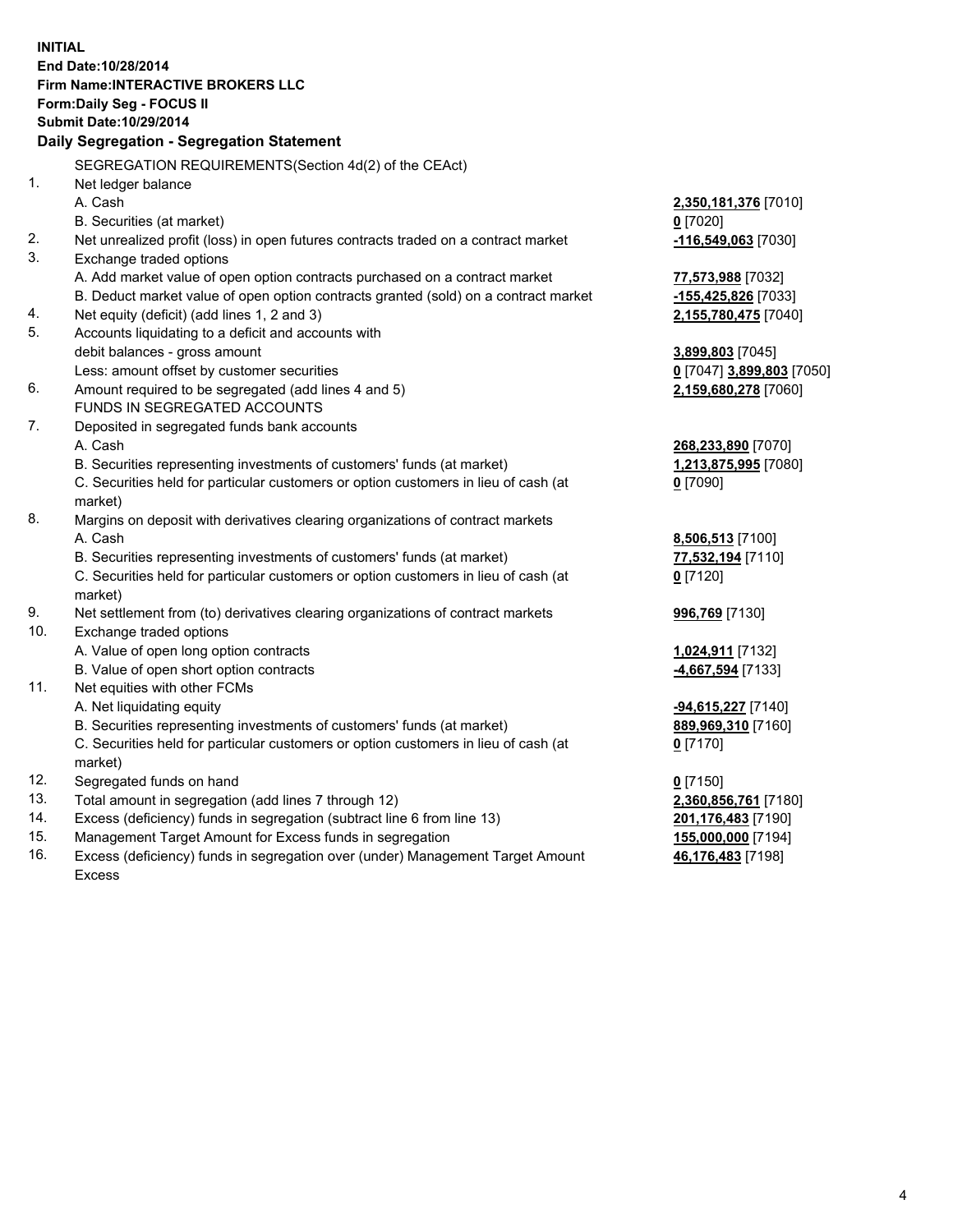**INITIAL**
**End Date:10/28/2014**
**Firm Name:INTERACTIVE BROKERS LLC**
**Form:Daily Seg - FOCUS II**
**Submit Date:10/29/2014**

### Daily Segregation - Segregation Statement

SEGREGATION REQUIREMENTS(Section 4d(2) of the CEAct)

| | | |
|---|---|---|
| 1. | Net ledger balance | |
| | A. Cash | **2,350,181,376** [7010] |
| | B. Securities (at market) | **0** [7020] |
| 2. | Net unrealized profit (loss) in open futures contracts traded on a contract market | **-116,549,063** [7030] |
| 3. | Exchange traded options | |
| | A. Add market value of open option contracts purchased on a contract market | **77,573,988** [7032] |
| | B. Deduct market value of open option contracts granted (sold) on a contract market | **-155,425,826** [7033] |
| 4. | Net equity (deficit) (add lines 1, 2 and 3) | **2,155,780,475** [7040] |
| 5. | Accounts liquidating to a deficit and accounts with debit balances - gross amount | **3,899,803** [7045] |
| | Less: amount offset by customer securities | **0** [7047] **3,899,803** [7050] |
| 6. | Amount required to be segregated (add lines 4 and 5) | **2,159,680,278** [7060] |
| | FUNDS IN SEGREGATED ACCOUNTS | |
| 7. | Deposited in segregated funds bank accounts | |
| | A. Cash | **268,233,890** [7070] |
| | B. Securities representing investments of customers' funds (at market) | **1,213,875,995** [7080] |
| | C. Securities held for particular customers or option customers in lieu of cash (at market) | **0** [7090] |
| 8. | Margins on deposit with derivatives clearing organizations of contract markets | |
| | A. Cash | **8,506,513** [7100] |
| | B. Securities representing investments of customers' funds (at market) | **77,532,194** [7110] |
| | C. Securities held for particular customers or option customers in lieu of cash (at market) | **0** [7120] |
| 9. | Net settlement from (to) derivatives clearing organizations of contract markets | **996,769** [7130] |
| 10. | Exchange traded options | |
| | A. Value of open long option contracts | **1,024,911** [7132] |
| | B. Value of open short option contracts | **-4,667,594** [7133] |
| 11. | Net equities with other FCMs | |
| | A. Net liquidating equity | **-94,615,227** [7140] |
| | B. Securities representing investments of customers' funds (at market) | **889,969,310** [7160] |
| | C. Securities held for particular customers or option customers in lieu of cash (at market) | **0** [7170] |
| 12. | Segregated funds on hand | **0** [7150] |
| 13. | Total amount in segregation (add lines 7 through 12) | **2,360,856,761** [7180] |
| 14. | Excess (deficiency) funds in segregation (subtract line 6 from line 13) | **201,176,483** [7190] |
| 15. | Management Target Amount for Excess funds in segregation | **155,000,000** [7194] |
| 16. | Excess (deficiency) funds in segregation over (under) Management Target Amount Excess | **46,176,483** [7198] |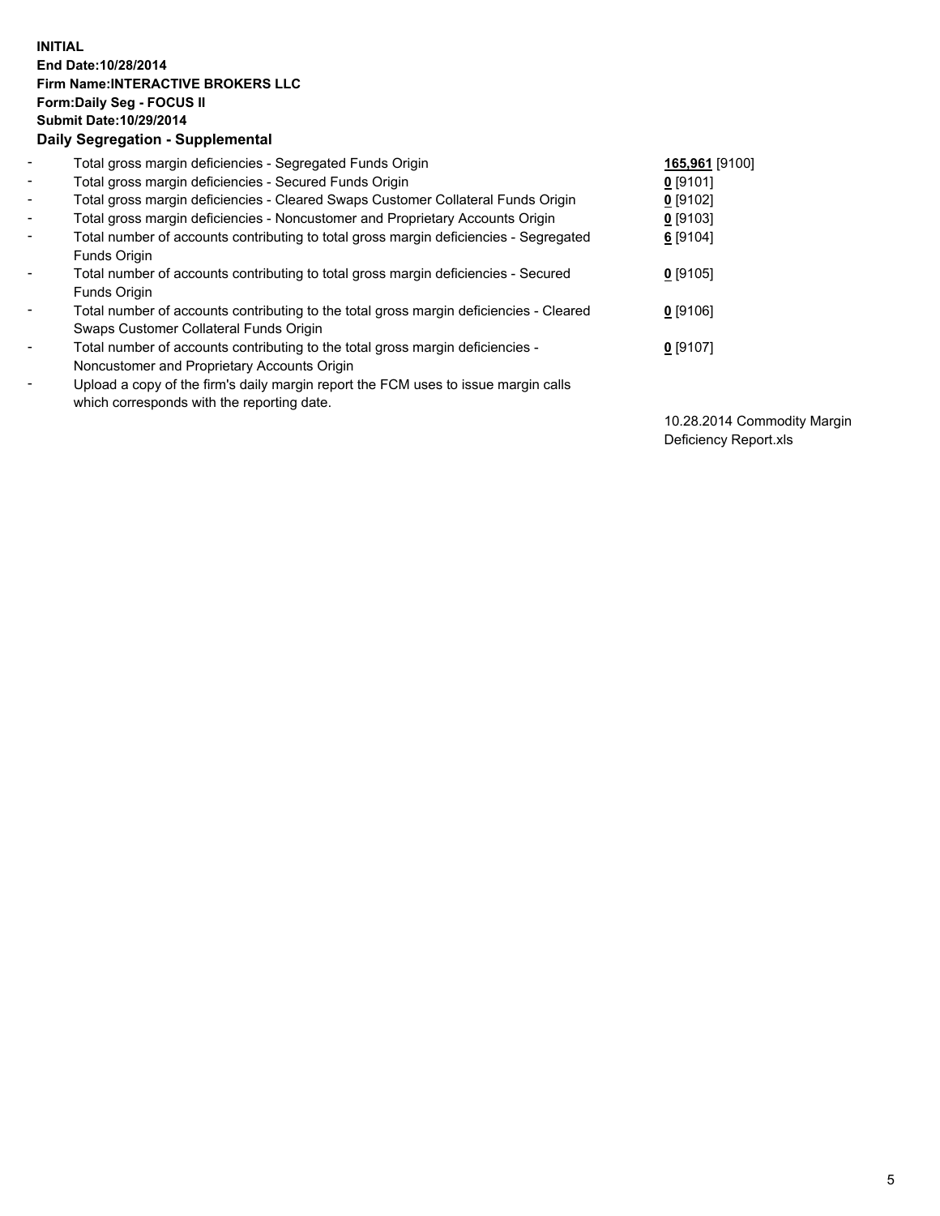**INITIAL**
**End Date:10/28/2014**
**Firm Name:INTERACTIVE BROKERS LLC**
**Form:Daily Seg - FOCUS II**
**Submit Date:10/29/2014**

## Daily Segregation - Supplemental

| | | |
|---|---|---|
| - | Total gross margin deficiencies - Segregated Funds Origin | **165,961** [9100] |
| - | Total gross margin deficiencies - Secured Funds Origin | **0** [9101] |
| - | Total gross margin deficiencies - Cleared Swaps Customer Collateral Funds Origin | **0** [9102] |
| - | Total gross margin deficiencies - Noncustomer and Proprietary Accounts Origin | **0** [9103] |
| - | Total number of accounts contributing to total gross margin deficiencies - Segregated Funds Origin | **6** [9104] |
| - | Total number of accounts contributing to total gross margin deficiencies - Secured Funds Origin | **0** [9105] |
| - | Total number of accounts contributing to the total gross margin deficiencies - Cleared Swaps Customer Collateral Funds Origin | **0** [9106] |
| - | Total number of accounts contributing to the total gross margin deficiencies - Noncustomer and Proprietary Accounts Origin | **0** [9107] |
| - | Upload a copy of the firm's daily margin report the FCM uses to issue margin calls which corresponds with the reporting date. | 10.28.2014 Commodity Margin Deficiency Report.xls |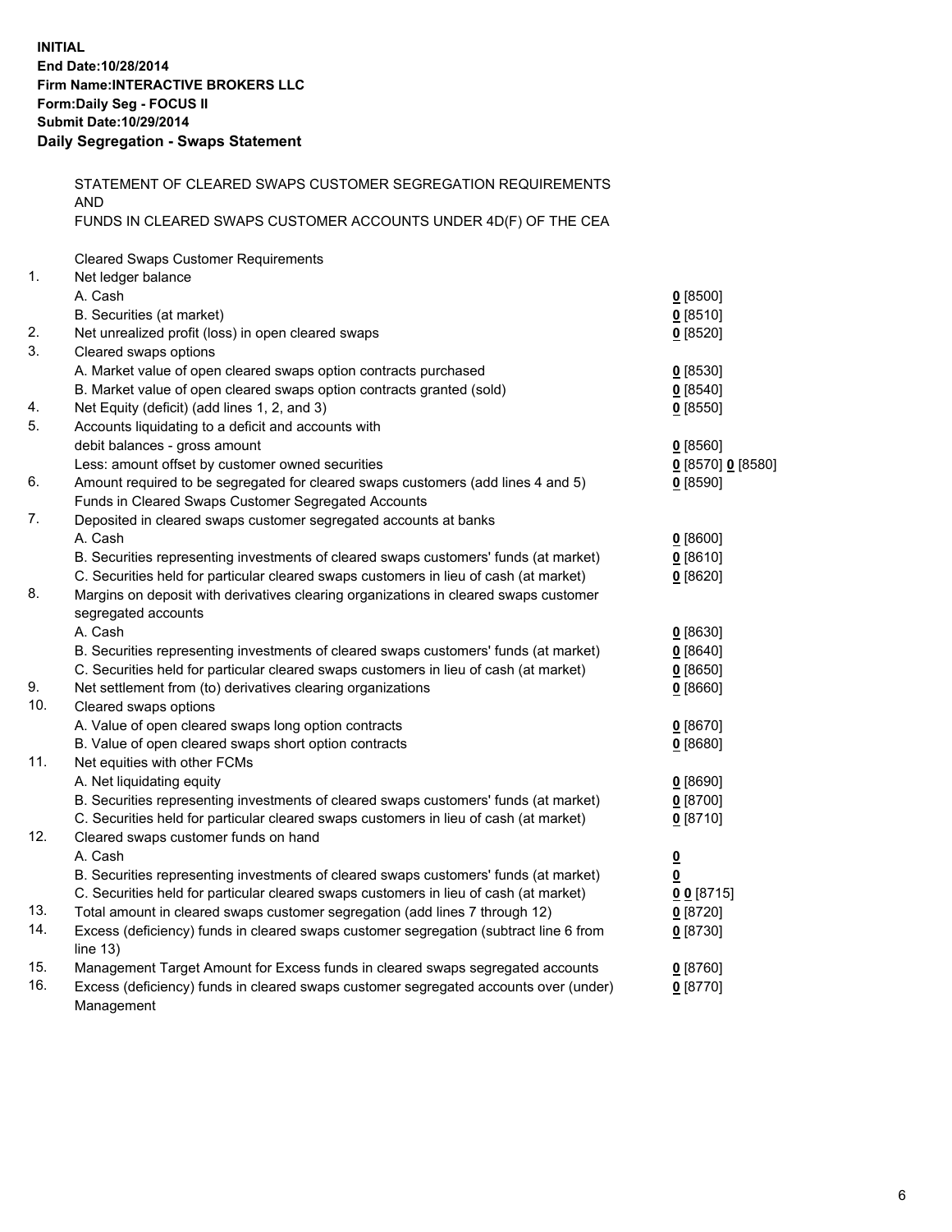**INITIAL**
**End Date:10/28/2014**
**Firm Name:INTERACTIVE BROKERS LLC**
**Form:Daily Seg - FOCUS II**
**Submit Date:10/29/2014**
**Daily Segregation - Swaps Statement**

STATEMENT OF CLEARED SWAPS CUSTOMER SEGREGATION REQUIREMENTS AND FUNDS IN CLEARED SWAPS CUSTOMER ACCOUNTS UNDER 4D(F) OF THE CEA

| | | |
|---|---|---|
| | Cleared Swaps Customer Requirements | |
| 1. | Net ledger balance | |
| | A. Cash | 0 [8500] |
| | B. Securities (at market) | 0 [8510] |
| 2. | Net unrealized profit (loss) in open cleared swaps | 0 [8520] |
| 3. | Cleared swaps options | |
| | A. Market value of open cleared swaps option contracts purchased | 0 [8530] |
| | B. Market value of open cleared swaps option contracts granted (sold) | 0 [8540] |
| 4. | Net Equity (deficit) (add lines 1, 2, and 3) | 0 [8550] |
| 5. | Accounts liquidating to a deficit and accounts with debit balances - gross amount | 0 [8560] |
| | Less: amount offset by customer owned securities | 0 [8570] 0 [8580] |
| 6. | Amount required to be segregated for cleared swaps customers (add lines 4 and 5) | 0 [8590] |
| | Funds in Cleared Swaps Customer Segregated Accounts | |
| 7. | Deposited in cleared swaps customer segregated accounts at banks | |
| | A. Cash | 0 [8600] |
| | B. Securities representing investments of cleared swaps customers' funds (at market) | 0 [8610] |
| | C. Securities held for particular cleared swaps customers in lieu of cash (at market) | 0 [8620] |
| 8. | Margins on deposit with derivatives clearing organizations in cleared swaps customer segregated accounts | |
| | A. Cash | 0 [8630] |
| | B. Securities representing investments of cleared swaps customers' funds (at market) | 0 [8640] |
| | C. Securities held for particular cleared swaps customers in lieu of cash (at market) | 0 [8650] |
| 9. | Net settlement from (to) derivatives clearing organizations | 0 [8660] |
| 10. | Cleared swaps options | |
| | A. Value of open cleared swaps long option contracts | 0 [8670] |
| | B. Value of open cleared swaps short option contracts | 0 [8680] |
| 11. | Net equities with other FCMs | |
| | A. Net liquidating equity | 0 [8690] |
| | B. Securities representing investments of cleared swaps customers' funds (at market) | 0 [8700] |
| | C. Securities held for particular cleared swaps customers in lieu of cash (at market) | 0 [8710] |
| 12. | Cleared swaps customer funds on hand | |
| | A. Cash | 0 |
| | B. Securities representing investments of cleared swaps customers' funds (at market) | 0 |
| | C. Securities held for particular cleared swaps customers in lieu of cash (at market) | 0 0 [8715] |
| 13. | Total amount in cleared swaps customer segregation (add lines 7 through 12) | 0 [8720] |
| 14. | Excess (deficiency) funds in cleared swaps customer segregation (subtract line 6 from line 13) | 0 [8730] |
| 15. | Management Target Amount for Excess funds in cleared swaps segregated accounts | 0 [8760] |
| 16. | Excess (deficiency) funds in cleared swaps customer segregated accounts over (under) Management | 0 [8770] |